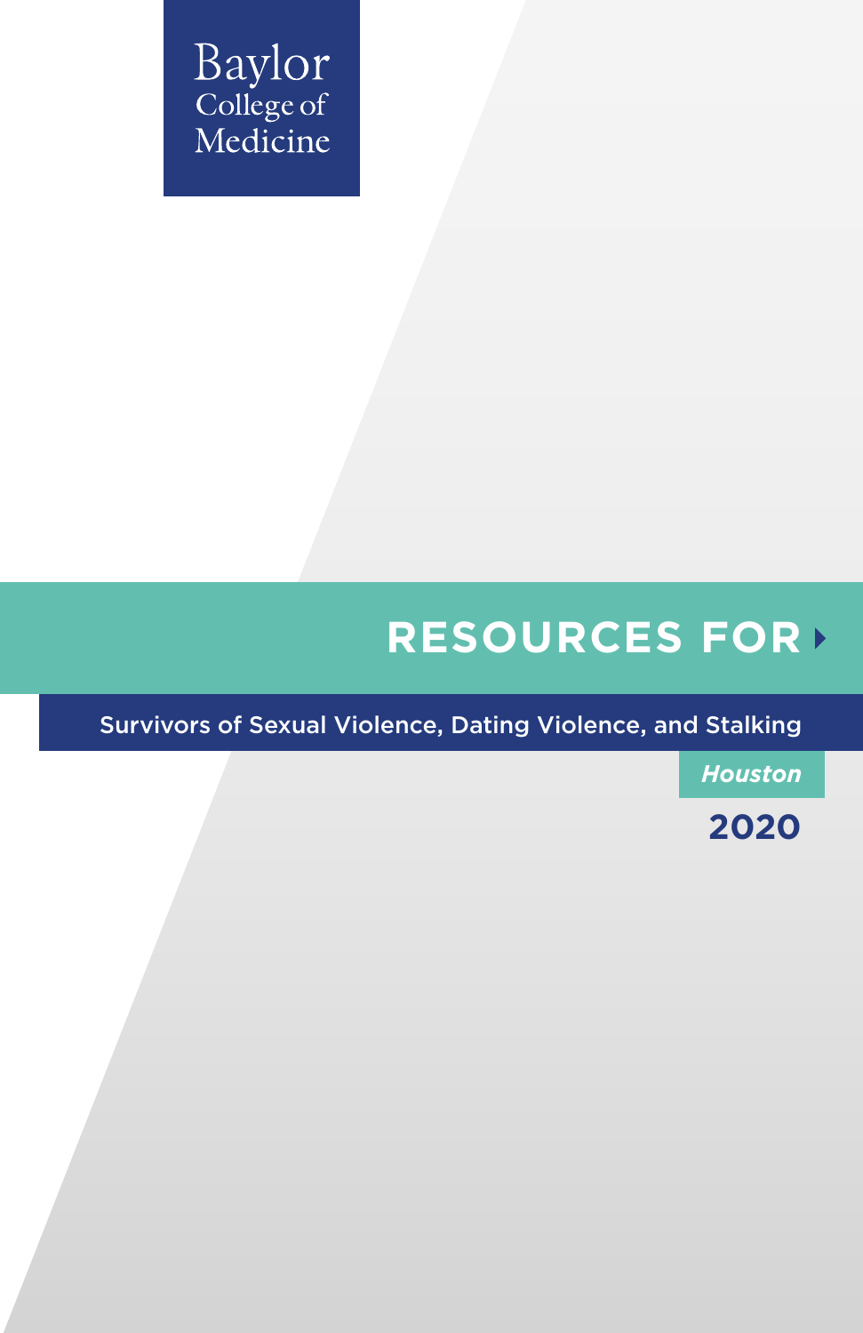Baylor College of Medicine

# RESOURCES FOR

## Survivors of Sexual Violence, Dating Violence, and Stalking

***Houston***

**2020**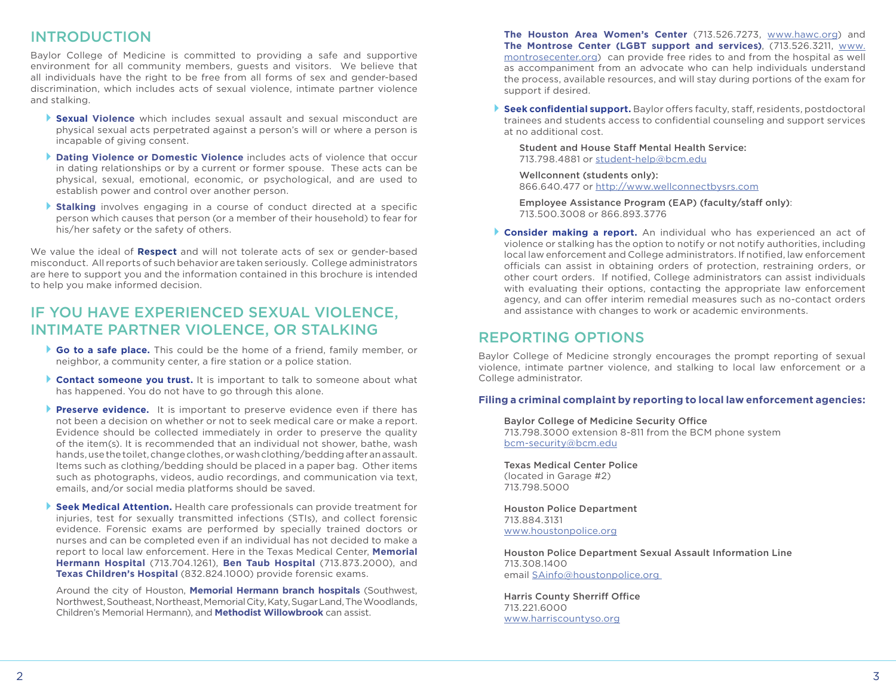## INTRODUCTION

Baylor College of Medicine is committed to providing a safe and supportive environment for all community members, guests and visitors. We believe that all individuals have the right to be free from all forms of sex and gender-based discrimination, which includes acts of sexual violence, intimate partner violence and stalking.

- **Sexual Violence** which includes sexual assault and sexual misconduct are physical sexual acts perpetrated against a person's will or where a person is incapable of giving consent.
- **Dating Violence or Domestic Violence** includes acts of violence that occur in dating relationships or by a current or former spouse. These acts can be physical, sexual, emotional, economic, or psychological, and are used to establish power and control over another person.
- **Stalking** involves engaging in a course of conduct directed at a specific person which causes that person (or a member of their household) to fear for his/her safety or the safety of others.

We value the ideal of **Respect** and will not tolerate acts of sex or gender-based misconduct. All reports of such behavior are taken seriously. College administrators are here to support you and the information contained in this brochure is intended to help you make informed decision.

## IF YOU HAVE EXPERIENCED SEXUAL VIOLENCE, INTIMATE PARTNER VIOLENCE, OR STALKING

- **Go to a safe place.** This could be the home of a friend, family member, or neighbor, a community center, a fire station or a police station.
- **Contact someone you trust.** It is important to talk to someone about what has happened. You do not have to go through this alone.
- **Preserve evidence.** It is important to preserve evidence even if there has not been a decision on whether or not to seek medical care or make a report. Evidence should be collected immediately in order to preserve the quality of the item(s). It is recommended that an individual not shower, bathe, wash hands, use the toilet, change clothes, or wash clothing/bedding after an assault. Items such as clothing/bedding should be placed in a paper bag. Other items such as photographs, videos, audio recordings, and communication via text, emails, and/or social media platforms should be saved.
- **Seek Medical Attention.** Health care professionals can provide treatment for injuries, test for sexually transmitted infections (STIs), and collect forensic evidence. Forensic exams are performed by specially trained doctors or nurses and can be completed even if an individual has not decided to make a report to local law enforcement. Here in the Texas Medical Center, **Memorial Hermann Hospital** (713.704.1261), **Ben Taub Hospital** (713.873.2000), and **Texas Children's Hospital** (832.824.1000) provide forensic exams.

  Around the city of Houston, **Memorial Hermann branch hospitals** (Southwest, Northwest, Southeast, Northeast, Memorial City, Katy, Sugar Land, The Woodlands, Children's Memorial Hermann), and **Methodist Willowbrook** can assist.

  **The Houston Area Women's Center** (713.526.7273, www.hawc.org) and **The Montrose Center (LGBT support and services)**, (713.526.3211, www.montrosecenter.org) can provide free rides to and from the hospital as well as accompaniment from an advocate who can help individuals understand the process, available resources, and will stay during portions of the exam for support if desired.

- **Seek confidential support.** Baylor offers faculty, staff, residents, postdoctoral trainees and students access to confidential counseling and support services at no additional cost.

  Student and House Staff Mental Health Service:
  713.798.4881 or student-help@bcm.edu

  Wellconnent (students only):
  866.640.477 or http://www.wellconnectbysrs.com

  Employee Assistance Program (EAP) (faculty/staff only):
  713.500.3008 or 866.893.3776

- **Consider making a report.** An individual who has experienced an act of violence or stalking has the option to notify or not notify authorities, including local law enforcement and College administrators. If notified, law enforcement officials can assist in obtaining orders of protection, restraining orders, or other court orders. If notified, College administrators can assist individuals with evaluating their options, contacting the appropriate law enforcement agency, and can offer interim remedial measures such as no-contact orders and assistance with changes to work or academic environments.

## REPORTING OPTIONS

Baylor College of Medicine strongly encourages the prompt reporting of sexual violence, intimate partner violence, and stalking to local law enforcement or a College administrator.

**Filing a criminal complaint by reporting to local law enforcement agencies:**

Baylor College of Medicine Security Office
713.798.3000 extension 8-811 from the BCM phone system
bcm-security@bcm.edu

Texas Medical Center Police
(located in Garage #2)
713.798.5000

Houston Police Department
713.884.3131
www.houstonpolice.org

Houston Police Department Sexual Assault Information Line
713.308.1400
email SAinfo@houstonpolice.org

Harris County Sherriff Office
713.221.6000
www.harriscountyso.org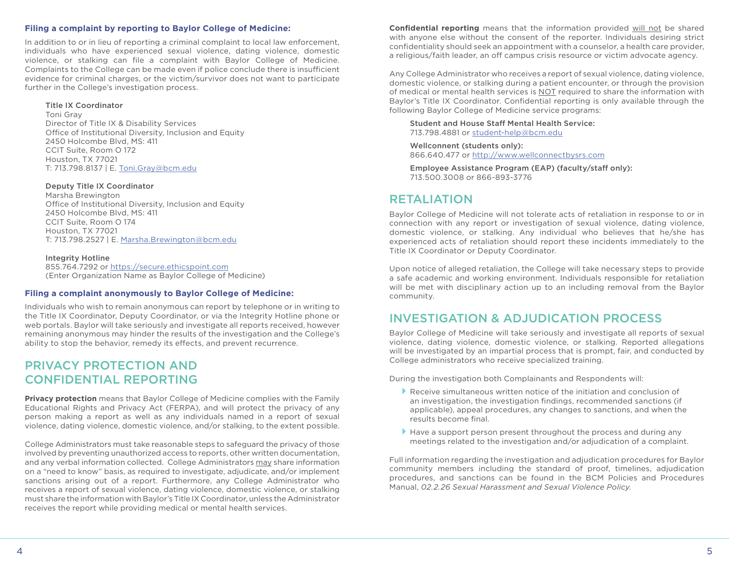### Filing a complaint by reporting to Baylor College of Medicine:

In addition to or in lieu of reporting a criminal complaint to local law enforcement, individuals who have experienced sexual violence, dating violence, domestic violence, or stalking can file a complaint with Baylor College of Medicine. Complaints to the College can be made even if police conclude there is insufficient evidence for criminal charges, or the victim/survivor does not want to participate further in the College's investigation process.

**Title IX Coordinator**
Toni Gray
Director of Title IX & Disability Services
Office of Institutional Diversity, Inclusion and Equity
2450 Holcombe Blvd, MS: 411
CCIT Suite, Room O 172
Houston, TX 77021
T: 713.798.8137 | E. Toni.Gray@bcm.edu

**Deputy Title IX Coordinator**
Marsha Brewington
Office of Institutional Diversity, Inclusion and Equity
2450 Holcombe Blvd, MS: 411
CCIT Suite, Room O 174
Houston, TX 77021
T: 713.798.2527 | E. Marsha.Brewington@bcm.edu

**Integrity Hotline**
855.764.7292 or https://secure.ethicspoint.com
(Enter Organization Name as Baylor College of Medicine)

### Filing a complaint anonymously to Baylor College of Medicine:

Individuals who wish to remain anonymous can report by telephone or in writing to the Title IX Coordinator, Deputy Coordinator, or via the Integrity Hotline phone or web portals. Baylor will take seriously and investigate all reports received, however remaining anonymous may hinder the results of the investigation and the College's ability to stop the behavior, remedy its effects, and prevent recurrence.

## PRIVACY PROTECTION AND CONFIDENTIAL REPORTING

**Privacy protection** means that Baylor College of Medicine complies with the Family Educational Rights and Privacy Act (FERPA), and will protect the privacy of any person making a report as well as any individuals named in a report of sexual violence, dating violence, domestic violence, and/or stalking, to the extent possible.

College Administrators must take reasonable steps to safeguard the privacy of those involved by preventing unauthorized access to reports, other written documentation, and any verbal information collected. College Administrators may share information on a "need to know" basis, as required to investigate, adjudicate, and/or implement sanctions arising out of a report. Furthermore, any College Administrator who receives a report of sexual violence, dating violence, domestic violence, or stalking must share the information with Baylor's Title IX Coordinator, unless the Administrator receives the report while providing medical or mental health services.

**Confidential reporting** means that the information provided will not be shared with anyone else without the consent of the reporter. Individuals desiring strict confidentiality should seek an appointment with a counselor, a health care provider, a religious/faith leader, an off campus crisis resource or victim advocate agency.

Any College Administrator who receives a report of sexual violence, dating violence, domestic violence, or stalking during a patient encounter, or through the provision of medical or mental health services is NOT required to share the information with Baylor's Title IX Coordinator. Confidential reporting is only available through the following Baylor College of Medicine service programs:

**Student and House Staff Mental Health Service:**
713.798.4881 or student-help@bcm.edu

**Wellconnent (students only):**
866.640.477 or http://www.wellconnectbysrs.com

**Employee Assistance Program (EAP) (faculty/staff only):**
713.500.3008 or 866-893-3776

## RETALIATION

Baylor College of Medicine will not tolerate acts of retaliation in response to or in connection with any report or investigation of sexual violence, dating violence, domestic violence, or stalking. Any individual who believes that he/she has experienced acts of retaliation should report these incidents immediately to the Title IX Coordinator or Deputy Coordinator.

Upon notice of alleged retaliation, the College will take necessary steps to provide a safe academic and working environment. Individuals responsible for retaliation will be met with disciplinary action up to an including removal from the Baylor community.

## INVESTIGATION & ADJUDICATION PROCESS

Baylor College of Medicine will take seriously and investigate all reports of sexual violence, dating violence, domestic violence, or stalking. Reported allegations will be investigated by an impartial process that is prompt, fair, and conducted by College administrators who receive specialized training.

During the investigation both Complainants and Respondents will:

- Receive simultaneous written notice of the initiation and conclusion of an investigation, the investigation findings, recommended sanctions (if applicable), appeal procedures, any changes to sanctions, and when the results become final.
- Have a support person present throughout the process and during any meetings related to the investigation and/or adjudication of a complaint.

Full information regarding the investigation and adjudication procedures for Baylor community members including the standard of proof, timelines, adjudication procedures, and sanctions can be found in the BCM Policies and Procedures Manual, *02.2.26 Sexual Harassment and Sexual Violence Policy.*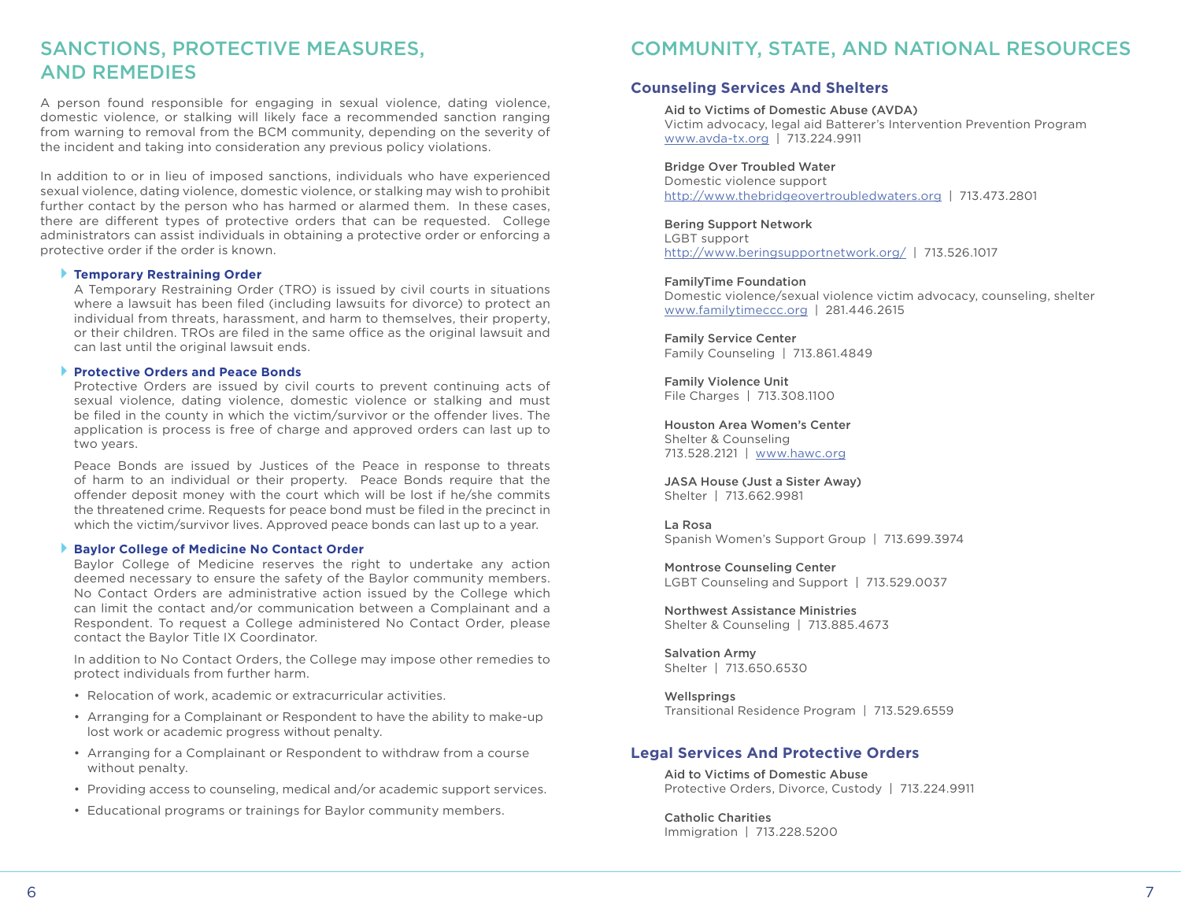## SANCTIONS, PROTECTIVE MEASURES, AND REMEDIES

A person found responsible for engaging in sexual violence, dating violence, domestic violence, or stalking will likely face a recommended sanction ranging from warning to removal from the BCM community, depending on the severity of the incident and taking into consideration any previous policy violations.

In addition to or in lieu of imposed sanctions, individuals who have experienced sexual violence, dating violence, domestic violence, or stalking may wish to prohibit further contact by the person who has harmed or alarmed them. In these cases, there are different types of protective orders that can be requested. College administrators can assist individuals in obtaining a protective order or enforcing a protective order if the order is known.

### Temporary Restraining Order

A Temporary Restraining Order (TRO) is issued by civil courts in situations where a lawsuit has been filed (including lawsuits for divorce) to protect an individual from threats, harassment, and harm to themselves, their property, or their children. TROs are filed in the same office as the original lawsuit and can last until the original lawsuit ends.

### Protective Orders and Peace Bonds

Protective Orders are issued by civil courts to prevent continuing acts of sexual violence, dating violence, domestic violence or stalking and must be filed in the county in which the victim/survivor or the offender lives. The application is process is free of charge and approved orders can last up to two years.

Peace Bonds are issued by Justices of the Peace in response to threats of harm to an individual or their property. Peace Bonds require that the offender deposit money with the court which will be lost if he/she commits the threatened crime. Requests for peace bond must be filed in the precinct in which the victim/survivor lives. Approved peace bonds can last up to a year.

### Baylor College of Medicine No Contact Order

Baylor College of Medicine reserves the right to undertake any action deemed necessary to ensure the safety of the Baylor community members. No Contact Orders are administrative action issued by the College which can limit the contact and/or communication between a Complainant and a Respondent. To request a College administered No Contact Order, please contact the Baylor Title IX Coordinator.

In addition to No Contact Orders, the College may impose other remedies to protect individuals from further harm.

- Relocation of work, academic or extracurricular activities.
- Arranging for a Complainant or Respondent to have the ability to make-up lost work or academic progress without penalty.
- Arranging for a Complainant or Respondent to withdraw from a course without penalty.
- Providing access to counseling, medical and/or academic support services.
- Educational programs or trainings for Baylor community members.

## COMMUNITY, STATE, AND NATIONAL RESOURCES

### Counseling Services And Shelters

**Aid to Victims of Domestic Abuse (AVDA)**
Victim advocacy, legal aid Batterer's Intervention Prevention Program
www.avda-tx.org | 713.224.9911

**Bridge Over Troubled Water**
Domestic violence support
http://www.thebridgeovertroubledwaters.org | 713.473.2801

**Bering Support Network**
LGBT support
http://www.beringsupportnetwork.org/ | 713.526.1017

**FamilyTime Foundation**
Domestic violence/sexual violence victim advocacy, counseling, shelter
www.familytimeccc.org | 281.446.2615

**Family Service Center**
Family Counseling | 713.861.4849

**Family Violence Unit**
File Charges | 713.308.1100

**Houston Area Women's Center**
Shelter & Counseling
713.528.2121 | www.hawc.org

**JASA House (Just a Sister Away)**
Shelter | 713.662.9981

**La Rosa**
Spanish Women's Support Group | 713.699.3974

**Montrose Counseling Center**
LGBT Counseling and Support | 713.529.0037

**Northwest Assistance Ministries**
Shelter & Counseling | 713.885.4673

**Salvation Army**
Shelter | 713.650.6530

**Wellsprings**
Transitional Residence Program | 713.529.6559

### Legal Services And Protective Orders

**Aid to Victims of Domestic Abuse**
Protective Orders, Divorce, Custody | 713.224.9911

**Catholic Charities**
Immigration | 713.228.5200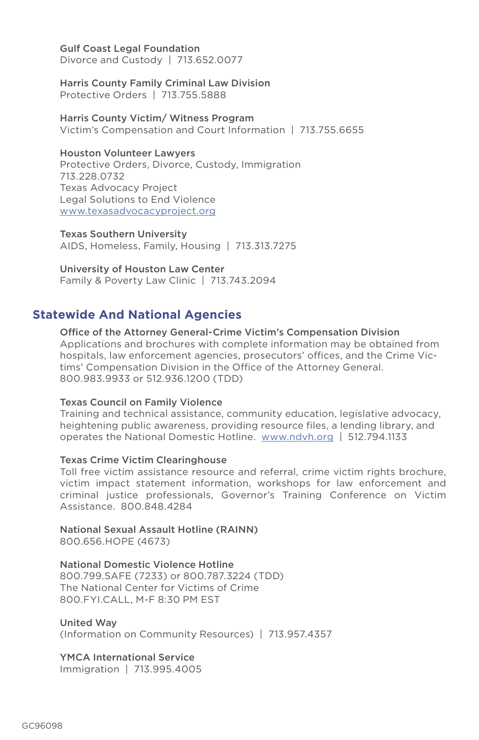**Gulf Coast Legal Foundation**
Divorce and Custody | 713.652.0077

**Harris County Family Criminal Law Division**
Protective Orders | 713.755.5888

**Harris County Victim/ Witness Program**
Victim's Compensation and Court Information | 713.755.6655

**Houston Volunteer Lawyers**
Protective Orders, Divorce, Custody, Immigration
713.228.0732
Texas Advocacy Project
Legal Solutions to End Violence
[www.texasadvocacyproject.org](http://www.texasadvocacyproject.org)

**Texas Southern University**
AIDS, Homeless, Family, Housing | 713.313.7275

**University of Houston Law Center**
Family & Poverty Law Clinic | 713.743.2094

## Statewide And National Agencies

**Office of the Attorney General-Crime Victim's Compensation Division**
Applications and brochures with complete information may be obtained from hospitals, law enforcement agencies, prosecutors' offices, and the Crime Victims' Compensation Division in the Office of the Attorney General.
800.983.9933 or 512.936.1200 (TDD)

**Texas Council on Family Violence**
Training and technical assistance, community education, legislative advocacy, heightening public awareness, providing resource files, a lending library, and operates the National Domestic Hotline. [www.ndvh.org](http://www.ndvh.org) | 512.794.1133

**Texas Crime Victim Clearinghouse**
Toll free victim assistance resource and referral, crime victim rights brochure, victim impact statement information, workshops for law enforcement and criminal justice professionals, Governor's Training Conference on Victim Assistance. 800.848.4284

**National Sexual Assault Hotline (RAINN)**
800.656.HOPE (4673)

**National Domestic Violence Hotline**
800.799.SAFE (7233) or 800.787.3224 (TDD)
The National Center for Victims of Crime
800.FYI.CALL, M-F 8:30 PM EST

**United Way**
(Information on Community Resources) | 713.957.4357

**YMCA International Service**
Immigration | 713.995.4005

GC96098